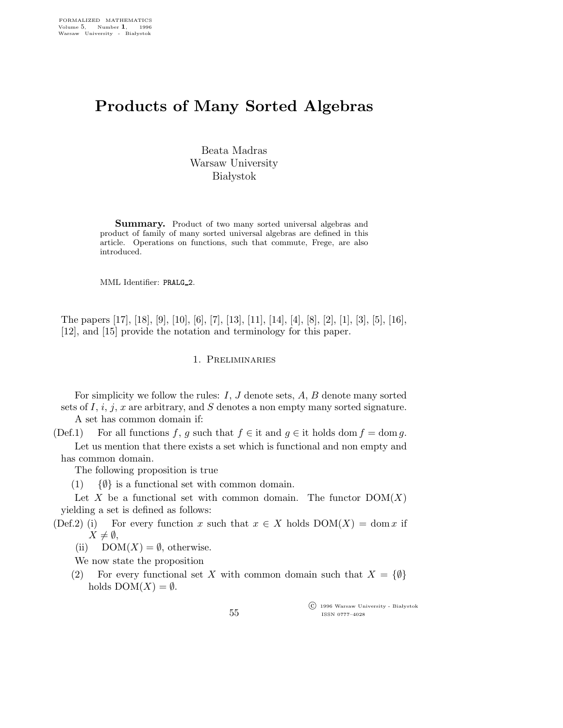# Products of Many Sorted Algebras

Beata Madras
Warsaw University
Białystok

**Summary.** Product of two many sorted universal algebras and product of family of many sorted universal algebras are defined in this article. Operations on functions, such that commute, Frege, are also introduced.

MML Identifier: PRALG_2.

The papers [17], [18], [9], [10], [6], [7], [13], [11], [14], [4], [8], [2], [1], [3], [5], [16], [12], and [15] provide the notation and terminology for this paper.

## 1. Preliminaries

For simplicity we follow the rules: $I$, $J$ denote sets, $A$, $B$ denote many sorted sets of $I$, $i$, $j$, $x$ are arbitrary, and $S$ denotes a non empty many sorted signature.

A set has common domain if:

(Def.1) For all functions $f$, $g$ such that $f \in$ it and $g \in$ it holds $\operatorname{dom} f = \operatorname{dom} g$.

Let us mention that there exists a set which is functional and non empty and has common domain.

The following proposition is true

(1) $\{\emptyset\}$ is a functional set with common domain.

Let $X$ be a functional set with common domain. The functor $\operatorname{DOM}(X)$ yielding a set is defined as follows:

(Def.2) (i) For every function $x$ such that $x \in X$ holds $\operatorname{DOM}(X) = \operatorname{dom} x$ if $X \neq \emptyset$,

(ii) $\operatorname{DOM}(X) = \emptyset$, otherwise.

We now state the proposition

(2) For every functional set $X$ with common domain such that $X = \{\emptyset\}$ holds $\operatorname{DOM}(X) = \emptyset$.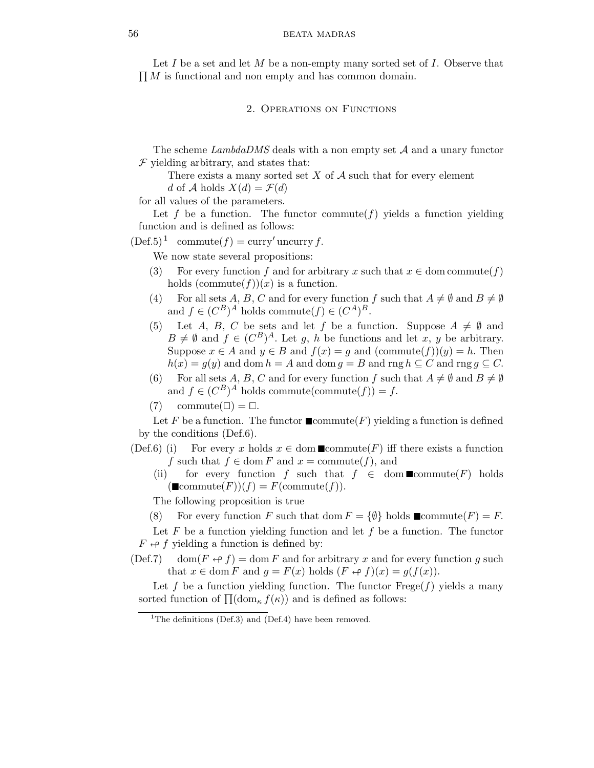Let $I$ be a set and let $M$ be a non-empty many sorted set of $I$. Observe that $\prod M$ is functional and non empty and has common domain.

## 2. Operations on Functions

The scheme *LambdaDMS* deals with a non empty set $\mathcal{A}$ and a unary functor $\mathcal{F}$ yielding arbitrary, and states that:

There exists a many sorted set $X$ of $\mathcal{A}$ such that for every element $d$ of $\mathcal{A}$ holds $X(d) = \mathcal{F}(d)$

for all values of the parameters.

Let $f$ be a function. The functor $\mathrm{commute}(f)$ yields a function yielding function and is defined as follows:

(Def.5)[1] $\mathrm{commute}(f) = \mathrm{curry}' \, \mathrm{uncurry} \, f$.

We now state several propositions:

(3) For every function $f$ and for arbitrary $x$ such that $x \in \mathrm{dom}\,\mathrm{commute}(f)$ holds $(\mathrm{commute}(f))(x)$ is a function.

(4) For all sets $A$, $B$, $C$ and for every function $f$ such that $A \neq \emptyset$ and $B \neq \emptyset$ and $f \in (C^B)^A$ holds $\mathrm{commute}(f) \in (C^A)^B$.

(5) Let $A$, $B$, $C$ be sets and let $f$ be a function. Suppose $A \neq \emptyset$ and $B \neq \emptyset$ and $f \in (C^B)^A$. Let $g$, $h$ be functions and let $x$, $y$ be arbitrary. Suppose $x \in A$ and $y \in B$ and $f(x) = g$ and $(\mathrm{commute}(f))(y) = h$. Then $h(x) = g(y)$ and $\mathrm{dom}\, h = A$ and $\mathrm{dom}\, g = B$ and $\mathrm{rng}\, h \subseteq C$ and $\mathrm{rng}\, g \subseteq C$.

(6) For all sets $A$, $B$, $C$ and for every function $f$ such that $A \neq \emptyset$ and $B \neq \emptyset$ and $f \in (C^B)^A$ holds $\mathrm{commute}(\mathrm{commute}(f)) = f$.

(7) $\mathrm{commute}(\square) = \square$.

Let $F$ be a function. The functor $\blacksquare\mathrm{commute}(F)$ yielding a function is defined by the conditions (Def.6).

(Def.6) (i) For every $x$ holds $x \in \mathrm{dom}\,\blacksquare\mathrm{commute}(F)$ iff there exists a function $f$ such that $f \in \mathrm{dom}\, F$ and $x = \mathrm{commute}(f)$, and

(ii) for every function $f$ such that $f \in \mathrm{dom}\,\blacksquare\mathrm{commute}(F)$ holds $(\blacksquare\mathrm{commute}(F))(f) = F(\mathrm{commute}(f))$.

The following proposition is true

(8) For every function $F$ such that $\mathrm{dom}\, F = \{\emptyset\}$ holds $\blacksquare\mathrm{commute}(F) = F$.

Let $F$ be a function yielding function and let $f$ be a function. The functor $F \looparrowleft f$ yielding a function is defined by:

(Def.7) $\mathrm{dom}(F \looparrowleft f) = \mathrm{dom}\, F$ and for arbitrary $x$ and for every function $g$ such that $x \in \mathrm{dom}\, F$ and $g = F(x)$ holds $(F \looparrowleft f)(x) = g(f(x))$.

Let $f$ be a function yielding function. The functor $\mathrm{Frege}(f)$ yields a many sorted function of $\prod(\mathrm{dom}_\kappa\, f(\kappa))$ and is defined as follows:

[1] The definitions (Def.3) and (Def.4) have been removed.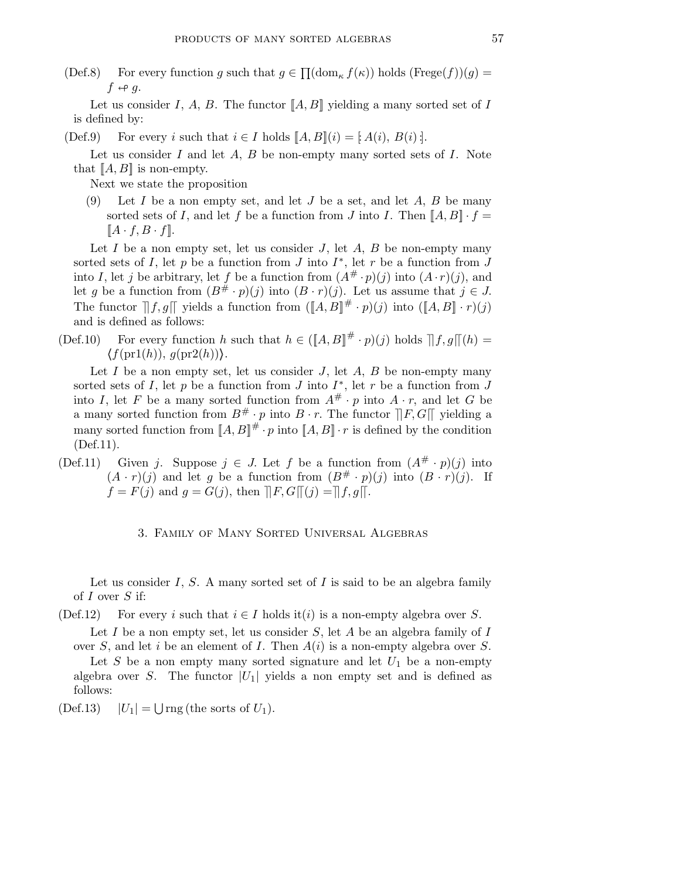(Def.8) For every function $g$ such that $g \in \prod(\mathrm{dom}_\kappa f(\kappa))$ holds $(\mathrm{Frege}(f))(g) = f \leftrightarrow\!\!\!\!\circ\, g$.

Let us consider $I$, $A$, $B$. The functor $[\![A, B]\!]$ yielding a many sorted set of $I$ is defined by:

(Def.9) For every $i$ such that $i \in I$ holds $[\![A, B]\!](i) = [\!:A(i), B(i):\!]$.

Let us consider $I$ and let $A$, $B$ be non-empty many sorted sets of $I$. Note that $[\![A, B]\!]$ is non-empty.

Next we state the proposition

(9) Let $I$ be a non empty set, and let $J$ be a set, and let $A$, $B$ be many sorted sets of $I$, and let $f$ be a function from $J$ into $I$. Then $[\![A, B]\!] \cdot f = [\![A \cdot f, B \cdot f]\!]$.

Let $I$ be a non empty set, let us consider $J$, let $A$, $B$ be non-empty many sorted sets of $I$, let $p$ be a function from $J$ into $I^*$, let $r$ be a function from $J$ into $I$, let $j$ be arbitrary, let $f$ be a function from $(A^\# \cdot p)(j)$ into $(A \cdot r)(j)$, and let $g$ be a function from $(B^\# \cdot p)(j)$ into $(B \cdot r)(j)$. Let us assume that $j \in J$. The functor $]\!]f, g[\![$ yields a function from $([\![A, B]\!]^\# \cdot p)(j)$ into $([\![A, B]\!] \cdot r)(j)$ and is defined as follows:

(Def.10) For every function $h$ such that $h \in ([\![A, B]\!]^\# \cdot p)(j)$ holds $]\!]f, g[\![(h) = \langle f(\mathrm{pr1}(h)), g(\mathrm{pr2}(h))\rangle$.

Let $I$ be a non empty set, let us consider $J$, let $A$, $B$ be non-empty many sorted sets of $I$, let $p$ be a function from $J$ into $I^*$, let $r$ be a function from $J$ into $I$, let $F$ be a many sorted function from $A^\# \cdot p$ into $A \cdot r$, and let $G$ be a many sorted function from $B^\# \cdot p$ into $B \cdot r$. The functor $]\!]F, G[\![$ yielding a many sorted function from $[\![A, B]\!]^\# \cdot p$ into $[\![A, B]\!] \cdot r$ is defined by the condition (Def.11).

(Def.11) Given $j$. Suppose $j \in J$. Let $f$ be a function from $(A^\# \cdot p)(j)$ into $(A \cdot r)(j)$ and let $g$ be a function from $(B^\# \cdot p)(j)$ into $(B \cdot r)(j)$. If $f = F(j)$ and $g = G(j)$, then $]\!]F, G[\![(j) = ]\!]f, g[\![$.

## 3. Family of Many Sorted Universal Algebras

Let us consider $I$, $S$. A many sorted set of $I$ is said to be an algebra family of $I$ over $S$ if:

(Def.12) For every $i$ such that $i \in I$ holds it$(i)$ is a non-empty algebra over $S$.

Let $I$ be a non empty set, let us consider $S$, let $A$ be an algebra family of $I$ over $S$, and let $i$ be an element of $I$. Then $A(i)$ is a non-empty algebra over $S$.

Let $S$ be a non empty many sorted signature and let $U_1$ be a non-empty algebra over $S$. The functor $|U_1|$ yields a non empty set and is defined as follows:

(Def.13) $|U_1| = \bigcup \mathrm{rng}\,(\text{the sorts of } U_1)$.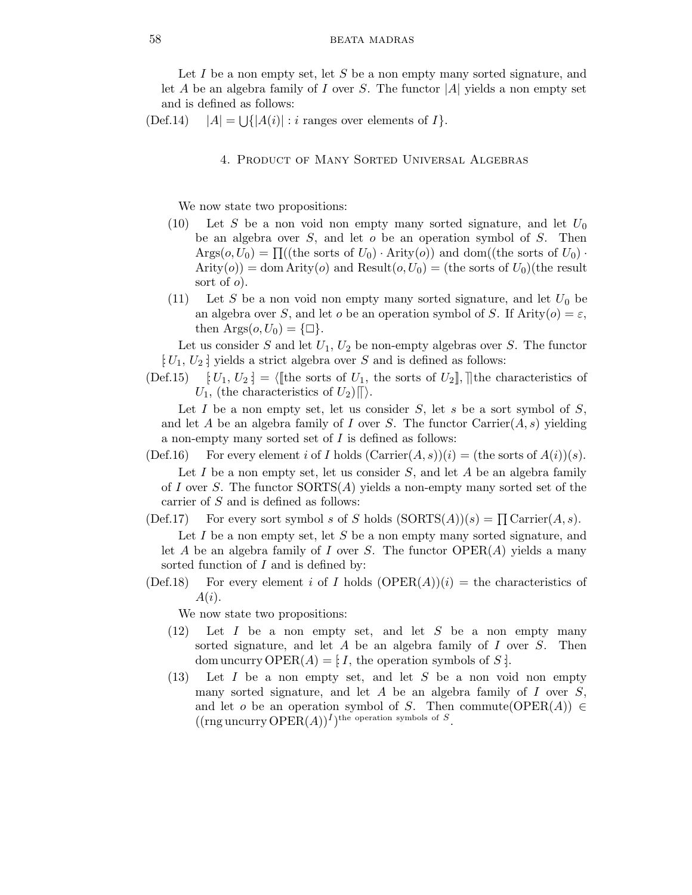Let $I$ be a non empty set, let $S$ be a non empty many sorted signature, and let $A$ be an algebra family of $I$ over $S$. The functor $|A|$ yields a non empty set and is defined as follows:

(Def.14) $|A| = \bigcup\{|A(i)| : i$ ranges over elements of $I\}$.

## 4. Product of Many Sorted Universal Algebras

We now state two propositions:

(10) Let $S$ be a non void non empty many sorted signature, and let $U_0$ be an algebra over $S$, and let $o$ be an operation symbol of $S$. Then $\mathrm{Args}(o, U_0) = \prod((\text{the sorts of } U_0) \cdot \mathrm{Arity}(o))$ and $\mathrm{dom}((\text{the sorts of } U_0) \cdot \mathrm{Arity}(o)) = \mathrm{dom}\,\mathrm{Arity}(o)$ and $\mathrm{Result}(o, U_0) = (\text{the sorts of } U_0)(\text{the result sort of } o)$.

(11) Let $S$ be a non void non empty many sorted signature, and let $U_0$ be an algebra over $S$, and let $o$ be an operation symbol of $S$. If $\mathrm{Arity}(o) = \varepsilon$, then $\mathrm{Args}(o, U_0) = \{\square\}$.

Let us consider $S$ and let $U_1$, $U_2$ be non-empty algebras over $S$. The functor $[\!:U_1, U_2:\!]$ yields a strict algebra over $S$ and is defined as follows:

(Def.15) $[\!:U_1, U_2:\!] = \langle [\![\text{the sorts of } U_1, \text{the sorts of } U_2]\!], ]\!]\text{the characteristics of } U_1, (\text{the characteristics of } U_2)[\![\rangle$.

Let $I$ be a non empty set, let us consider $S$, let $s$ be a sort symbol of $S$, and let $A$ be an algebra family of $I$ over $S$. The functor $\mathrm{Carrier}(A, s)$ yielding a non-empty many sorted set of $I$ is defined as follows:

(Def.16) For every element $i$ of $I$ holds $(\mathrm{Carrier}(A, s))(i) = (\text{the sorts of } A(i))(s)$.

Let $I$ be a non empty set, let us consider $S$, and let $A$ be an algebra family of $I$ over $S$. The functor $\mathrm{SORTS}(A)$ yields a non-empty many sorted set of the carrier of $S$ and is defined as follows:

(Def.17) For every sort symbol $s$ of $S$ holds $(\mathrm{SORTS}(A))(s) = \prod \mathrm{Carrier}(A, s)$.

Let $I$ be a non empty set, let $S$ be a non empty many sorted signature, and let $A$ be an algebra family of $I$ over $S$. The functor $\mathrm{OPER}(A)$ yields a many sorted function of $I$ and is defined by:

(Def.18) For every element $i$ of $I$ holds $(\mathrm{OPER}(A))(i) = $ the characteristics of $A(i)$.

We now state two propositions:

(12) Let $I$ be a non empty set, and let $S$ be a non empty many sorted signature, and let $A$ be an algebra family of $I$ over $S$. Then $\mathrm{dom}\,\mathrm{uncurry}\,\mathrm{OPER}(A) = [\!:I, \text{the operation symbols of } S:\!]$.

(13) Let $I$ be a non empty set, and let $S$ be a non void non empty many sorted signature, and let $A$ be an algebra family of $I$ over $S$, and let $o$ be an operation symbol of $S$. Then $\mathrm{commute}(\mathrm{OPER}(A)) \in ((\mathrm{rng}\,\mathrm{uncurry}\,\mathrm{OPER}(A))^I)^{\text{the operation symbols of } S}$.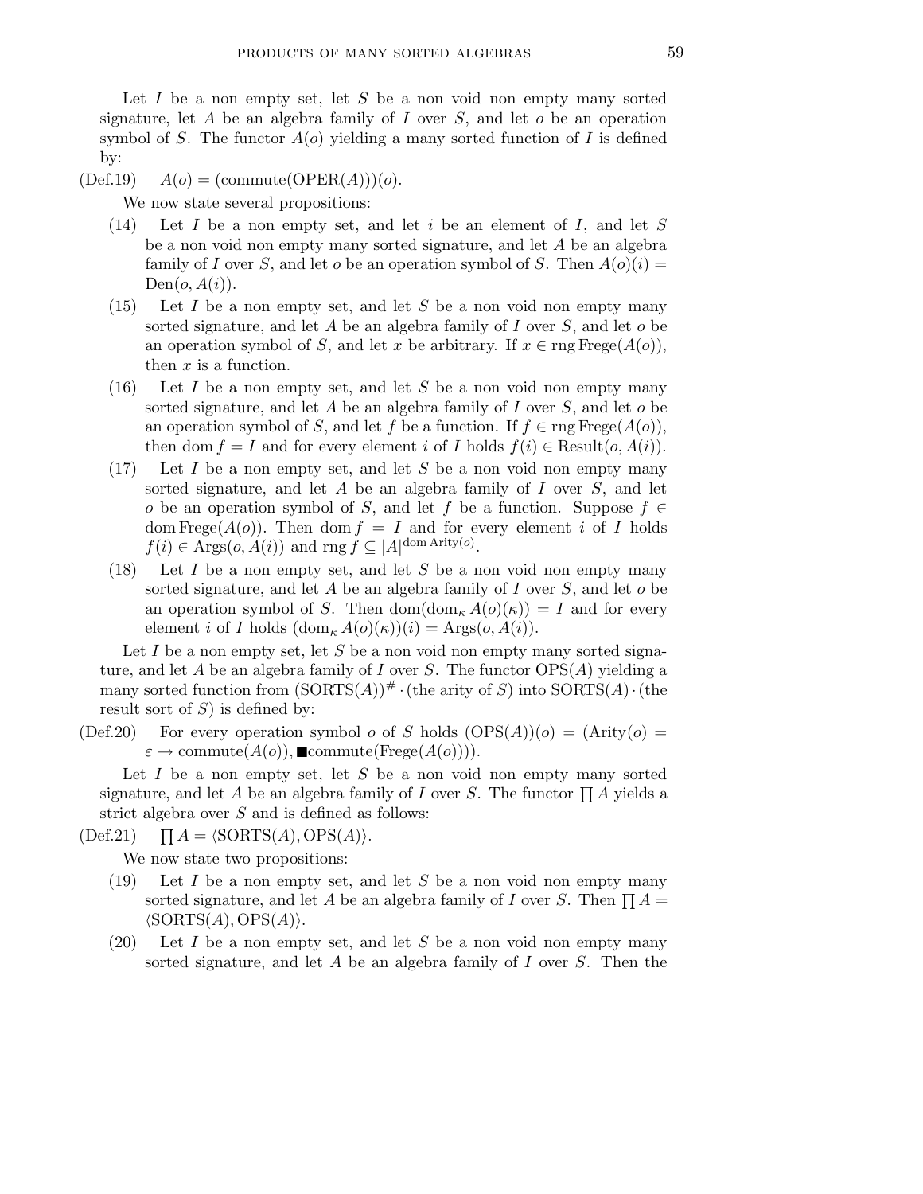Let $I$ be a non empty set, let $S$ be a non void non empty many sorted signature, let $A$ be an algebra family of $I$ over $S$, and let $o$ be an operation symbol of $S$. The functor $A(o)$ yielding a many sorted function of $I$ is defined by:

(Def.19) $A(o) = (\text{commute}(\text{OPER}(A)))(o)$.

We now state several propositions:

(14) Let $I$ be a non empty set, and let $i$ be an element of $I$, and let $S$ be a non void non empty many sorted signature, and let $A$ be an algebra family of $I$ over $S$, and let $o$ be an operation symbol of $S$. Then $A(o)(i) = \text{Den}(o, A(i))$.

(15) Let $I$ be a non empty set, and let $S$ be a non void non empty many sorted signature, and let $A$ be an algebra family of $I$ over $S$, and let $o$ be an operation symbol of $S$, and let $x$ be arbitrary. If $x \in \text{rng}\,\text{Frege}(A(o))$, then $x$ is a function.

(16) Let $I$ be a non empty set, and let $S$ be a non void non empty many sorted signature, and let $A$ be an algebra family of $I$ over $S$, and let $o$ be an operation symbol of $S$, and let $f$ be a function. If $f \in \text{rng}\,\text{Frege}(A(o))$, then $\text{dom}\, f = I$ and for every element $i$ of $I$ holds $f(i) \in \text{Result}(o, A(i))$.

(17) Let $I$ be a non empty set, and let $S$ be a non void non empty many sorted signature, and let $A$ be an algebra family of $I$ over $S$, and let $o$ be an operation symbol of $S$, and let $f$ be a function. Suppose $f \in \text{dom}\,\text{Frege}(A(o))$. Then $\text{dom}\, f = I$ and for every element $i$ of $I$ holds $f(i) \in \text{Args}(o, A(i))$ and $\text{rng}\, f \subseteq |A|^{\text{dom}\,\text{Arity}(o)}$.

(18) Let $I$ be a non empty set, and let $S$ be a non void non empty many sorted signature, and let $A$ be an algebra family of $I$ over $S$, and let $o$ be an operation symbol of $S$. Then $\text{dom}(\text{dom}_\kappa\, A(o)(\kappa)) = I$ and for every element $i$ of $I$ holds $(\text{dom}_\kappa\, A(o)(\kappa))(i) = \text{Args}(o, A(i))$.

Let $I$ be a non empty set, let $S$ be a non void non empty many sorted signature, and let $A$ be an algebra family of $I$ over $S$. The functor $\text{OPS}(A)$ yielding a many sorted function from $(\text{SORTS}(A))^{\#} \cdot (\text{the arity of } S)$ into $\text{SORTS}(A) \cdot (\text{the result sort of } S)$ is defined by:

(Def.20) For every operation symbol $o$ of $S$ holds $(\text{OPS}(A))(o) = (\text{Arity}(o) = \varepsilon \rightarrow \text{commute}(A(o)), \blacksquare\text{commute}(\text{Frege}(A(o))))$.

Let $I$ be a non empty set, let $S$ be a non void non empty many sorted signature, and let $A$ be an algebra family of $I$ over $S$. The functor $\prod A$ yields a strict algebra over $S$ and is defined as follows:

(Def.21) $\prod A = \langle \text{SORTS}(A), \text{OPS}(A) \rangle$.

We now state two propositions:

(19) Let $I$ be a non empty set, and let $S$ be a non void non empty many sorted signature, and let $A$ be an algebra family of $I$ over $S$. Then $\prod A = \langle \text{SORTS}(A), \text{OPS}(A) \rangle$.

(20) Let $I$ be a non empty set, and let $S$ be a non void non empty many sorted signature, and let $A$ be an algebra family of $I$ over $S$. Then the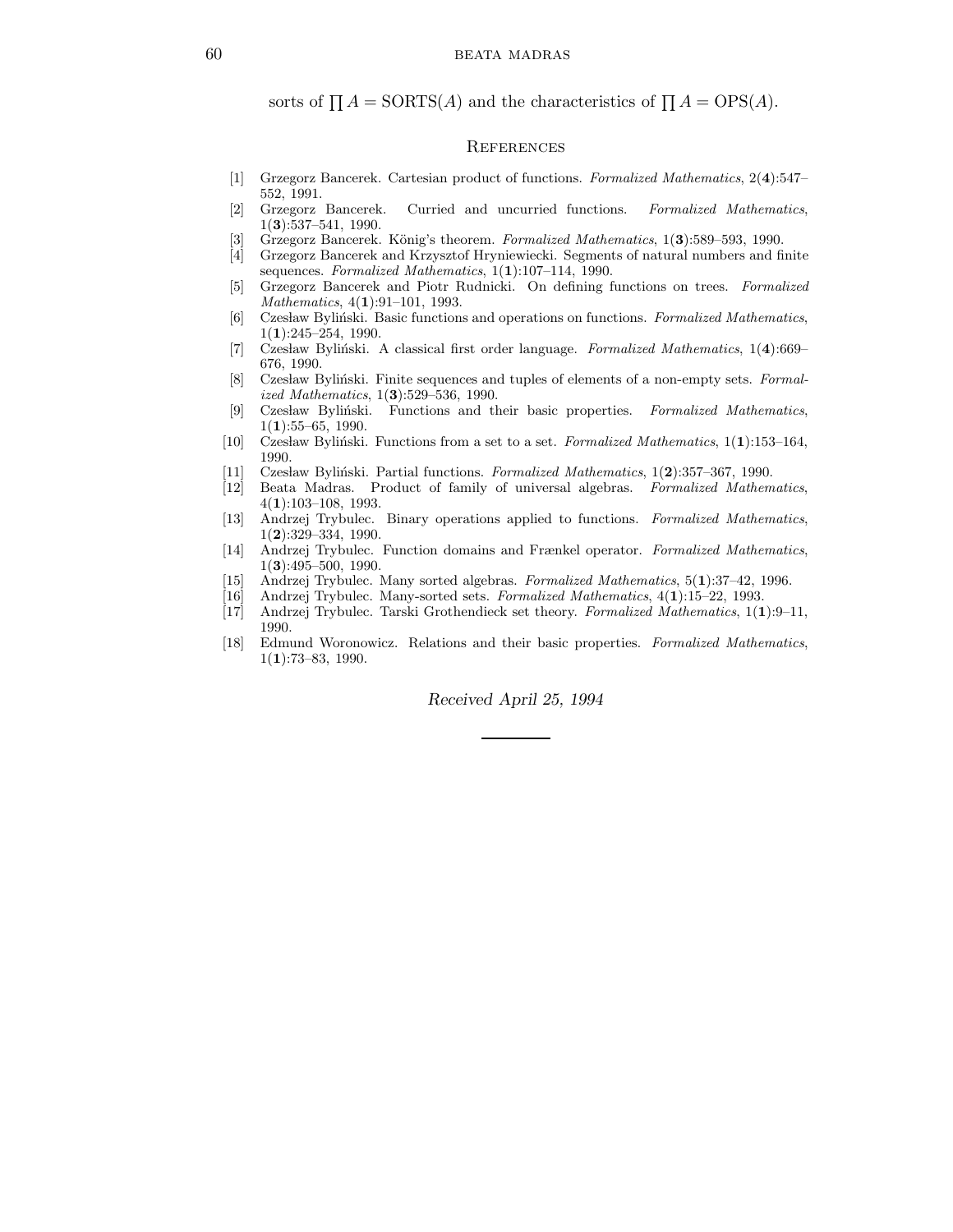sorts of $\prod A = \text{SORTS}(A)$ and the characteristics of $\prod A = \text{OPS}(A)$.

## References

[1] Grzegorz Bancerek. Cartesian product of functions. *Formalized Mathematics*, 2(**4**):547–552, 1991.

[2] Grzegorz Bancerek. Curried and uncurried functions. *Formalized Mathematics*, 1(**3**):537–541, 1990.

[3] Grzegorz Bancerek. König's theorem. *Formalized Mathematics*, 1(**3**):589–593, 1990.

[4] Grzegorz Bancerek and Krzysztof Hryniewiecki. Segments of natural numbers and finite sequences. *Formalized Mathematics*, 1(**1**):107–114, 1990.

[5] Grzegorz Bancerek and Piotr Rudnicki. On defining functions on trees. *Formalized Mathematics*, 4(**1**):91–101, 1993.

[6] Czesław Byliński. Basic functions and operations on functions. *Formalized Mathematics*, 1(**1**):245–254, 1990.

[7] Czesław Byliński. A classical first order language. *Formalized Mathematics*, 1(**4**):669–676, 1990.

[8] Czesław Byliński. Finite sequences and tuples of elements of a non-empty sets. *Formalized Mathematics*, 1(**3**):529–536, 1990.

[9] Czesław Byliński. Functions and their basic properties. *Formalized Mathematics*, 1(**1**):55–65, 1990.

[10] Czesław Byliński. Functions from a set to a set. *Formalized Mathematics*, 1(**1**):153–164, 1990.

[11] Czesław Byliński. Partial functions. *Formalized Mathematics*, 1(**2**):357–367, 1990.

[12] Beata Madras. Product of family of universal algebras. *Formalized Mathematics*, 4(**1**):103–108, 1993.

[13] Andrzej Trybulec. Binary operations applied to functions. *Formalized Mathematics*, 1(**2**):329–334, 1990.

[14] Andrzej Trybulec. Function domains and Frænkel operator. *Formalized Mathematics*, 1(**3**):495–500, 1990.

[15] Andrzej Trybulec. Many sorted algebras. *Formalized Mathematics*, 5(**1**):37–42, 1996.

[16] Andrzej Trybulec. Many-sorted sets. *Formalized Mathematics*, 4(**1**):15–22, 1993.

[17] Andrzej Trybulec. Tarski Grothendieck set theory. *Formalized Mathematics*, 1(**1**):9–11, 1990.

[18] Edmund Woronowicz. Relations and their basic properties. *Formalized Mathematics*, 1(**1**):73–83, 1990.

*Received April 25, 1994*